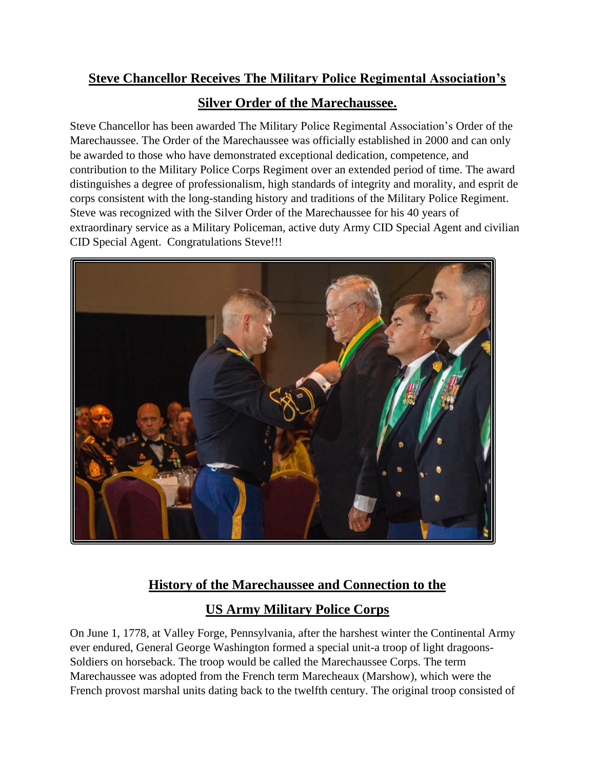# Steve Chancellor Receives The Military Police Regimental Association's Silver Order of the Marechaussee.

Steve Chancellor has been awarded The Military Police Regimental Association's Order of the Marechaussee. The Order of the Marechaussee was officially established in 2000 and can only be awarded to those who have demonstrated exceptional dedication, competence, and contribution to the Military Police Corps Regiment over an extended period of time. The award distinguishes a degree of professionalism, high standards of integrity and morality, and esprit de corps consistent with the long-standing history and traditions of the Military Police Regiment. Steve was recognized with the Silver Order of the Marechaussee for his 40 years of extraordinary service as a Military Policeman, active duty Army CID Special Agent and civilian CID Special Agent. Congratulations Steve!!!

## History of the Marechaussee and Connection to the US Army Military Police Corps

On June 1, 1778, at Valley Forge, Pennsylvania, after the harshest winter the Continental Army ever endured, General George Washington formed a special unit-a troop of light dragoons-Soldiers on horseback. The troop would be called the Marechaussee Corps. The term Marechaussee was adopted from the French term Marecheaux (Marshow), which were the French provost marshal units dating back to the twelfth century. The original troop consisted of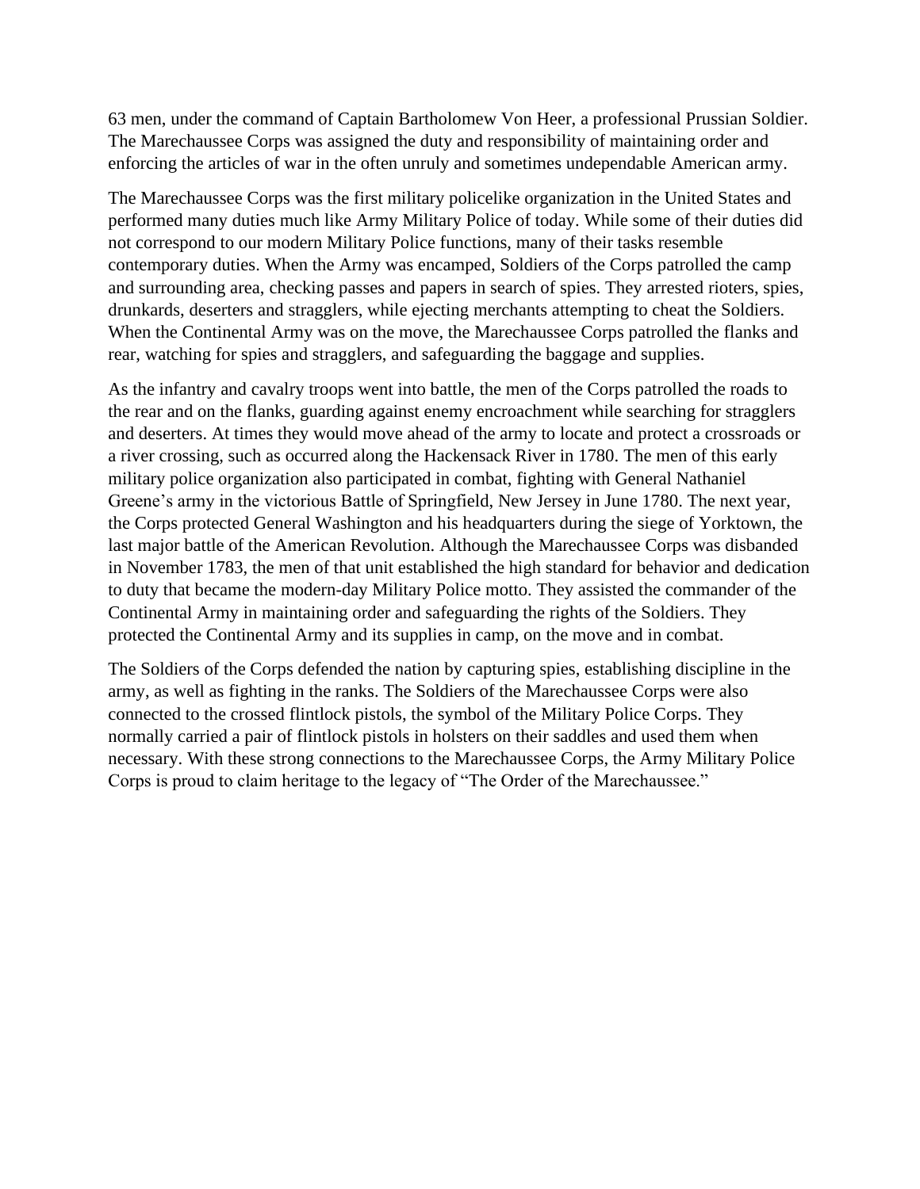63 men, under the command of Captain Bartholomew Von Heer, a professional Prussian Soldier. The Marechaussee Corps was assigned the duty and responsibility of maintaining order and enforcing the articles of war in the often unruly and sometimes undependable American army.

The Marechaussee Corps was the first military policelike organization in the United States and performed many duties much like Army Military Police of today. While some of their duties did not correspond to our modern Military Police functions, many of their tasks resemble contemporary duties. When the Army was encamped, Soldiers of the Corps patrolled the camp and surrounding area, checking passes and papers in search of spies. They arrested rioters, spies, drunkards, deserters and stragglers, while ejecting merchants attempting to cheat the Soldiers. When the Continental Army was on the move, the Marechaussee Corps patrolled the flanks and rear, watching for spies and stragglers, and safeguarding the baggage and supplies.

As the infantry and cavalry troops went into battle, the men of the Corps patrolled the roads to the rear and on the flanks, guarding against enemy encroachment while searching for stragglers and deserters. At times they would move ahead of the army to locate and protect a crossroads or a river crossing, such as occurred along the Hackensack River in 1780. The men of this early military police organization also participated in combat, fighting with General Nathaniel Greene's army in the victorious Battle of Springfield, New Jersey in June 1780. The next year, the Corps protected General Washington and his headquarters during the siege of Yorktown, the last major battle of the American Revolution. Although the Marechaussee Corps was disbanded in November 1783, the men of that unit established the high standard for behavior and dedication to duty that became the modern-day Military Police motto. They assisted the commander of the Continental Army in maintaining order and safeguarding the rights of the Soldiers. They protected the Continental Army and its supplies in camp, on the move and in combat.

The Soldiers of the Corps defended the nation by capturing spies, establishing discipline in the army, as well as fighting in the ranks. The Soldiers of the Marechaussee Corps were also connected to the crossed flintlock pistols, the symbol of the Military Police Corps. They normally carried a pair of flintlock pistols in holsters on their saddles and used them when necessary. With these strong connections to the Marechaussee Corps, the Army Military Police Corps is proud to claim heritage to the legacy of "The Order of the Marechaussee."